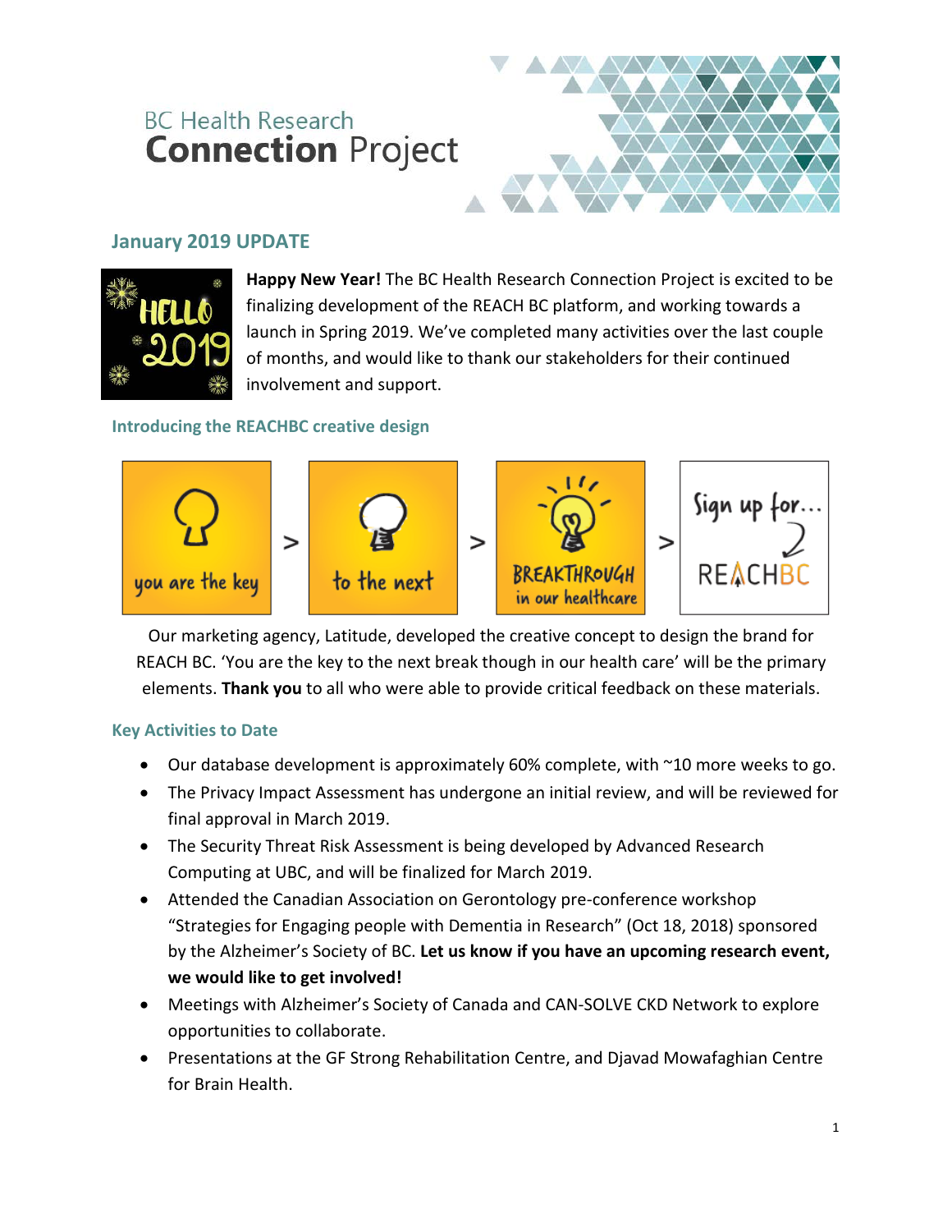# BC Health Research **Connection** Project

## January 2019 UPDATE

**Happy New Year!** The BC Health Research Connection Project is excited to be finalizing development of the REACH BC platform, and working towards a launch in Spring 2019. We've completed many activities over the last couple of months, and would like to thank our stakeholders for their continued involvement and support.

### Introducing the REACHBC creative design

you are the key > to the next > BREAKTHROUGH in our healthcare > Sign up for... REACHBC

Our marketing agency, Latitude, developed the creative concept to design the brand for REACH BC. 'You are the key to the next break though in our health care' will be the primary elements. **Thank you** to all who were able to provide critical feedback on these materials.

### Key Activities to Date

- Our database development is approximately 60% complete, with ~10 more weeks to go.
- The Privacy Impact Assessment has undergone an initial review, and will be reviewed for final approval in March 2019.
- The Security Threat Risk Assessment is being developed by Advanced Research Computing at UBC, and will be finalized for March 2019.
- Attended the Canadian Association on Gerontology pre-conference workshop "Strategies for Engaging people with Dementia in Research" (Oct 18, 2018) sponsored by the Alzheimer's Society of BC. **Let us know if you have an upcoming research event, we would like to get involved!**
- Meetings with Alzheimer's Society of Canada and CAN-SOLVE CKD Network to explore opportunities to collaborate.
- Presentations at the GF Strong Rehabilitation Centre, and Djavad Mowafaghian Centre for Brain Health.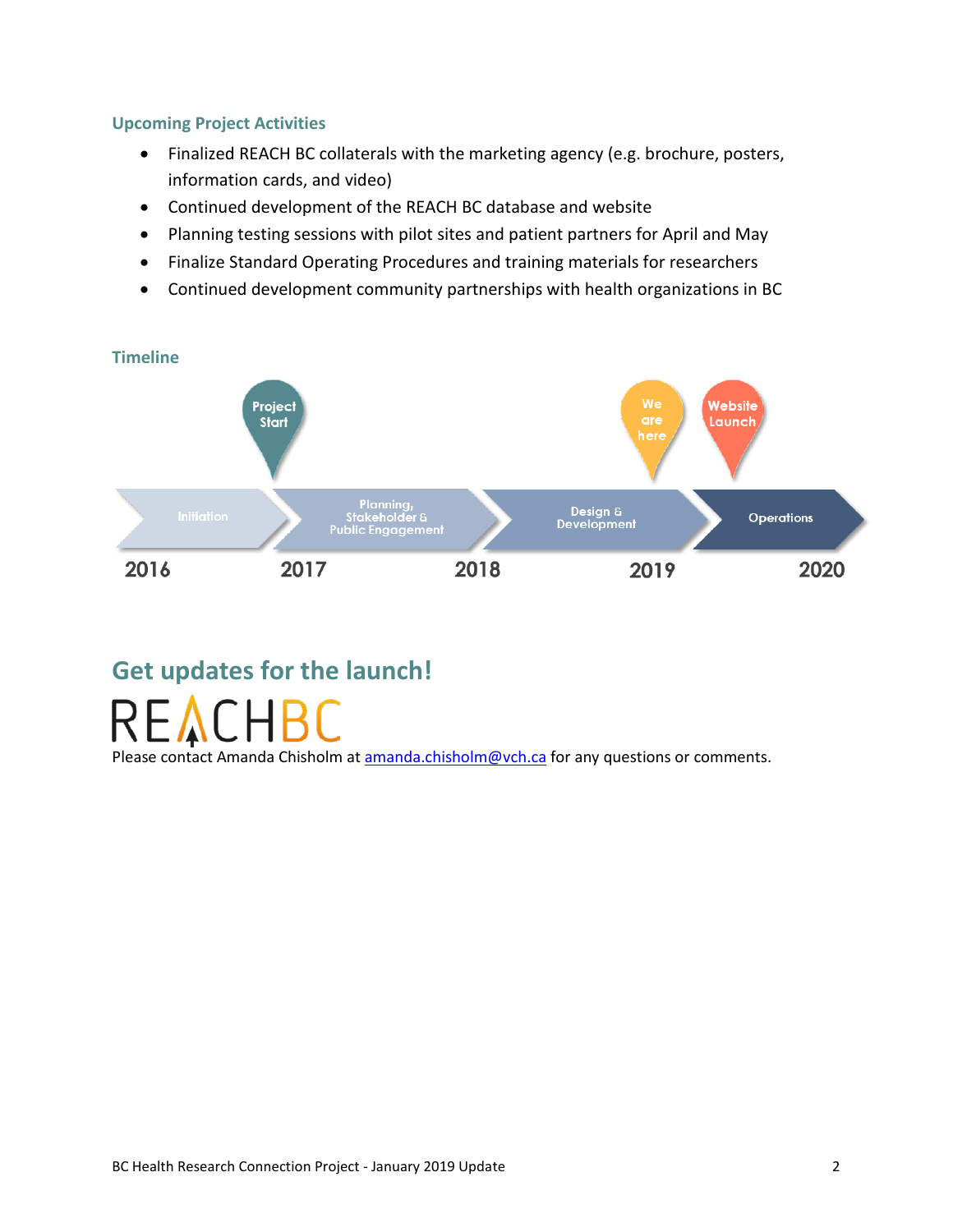### Upcoming Project Activities

- Finalized REACH BC collaterals with the marketing agency (e.g. brochure, posters, information cards, and video)
- Continued development of the REACH BC database and website
- Planning testing sessions with pilot sites and patient partners for April and May
- Finalize Standard Operating Procedures and training materials for researchers
- Continued development community partnerships with health organizations in BC

### Timeline

Project Start

We are here

Website Launch

Initiation

Planning, Stakeholder & Public Engagement

Design & Development

Operations

2016

2017

2018

2019

2020

## Get updates for the launch!

REACHBC

Please contact Amanda Chisholm at amanda.chisholm@vch.ca for any questions or comments.